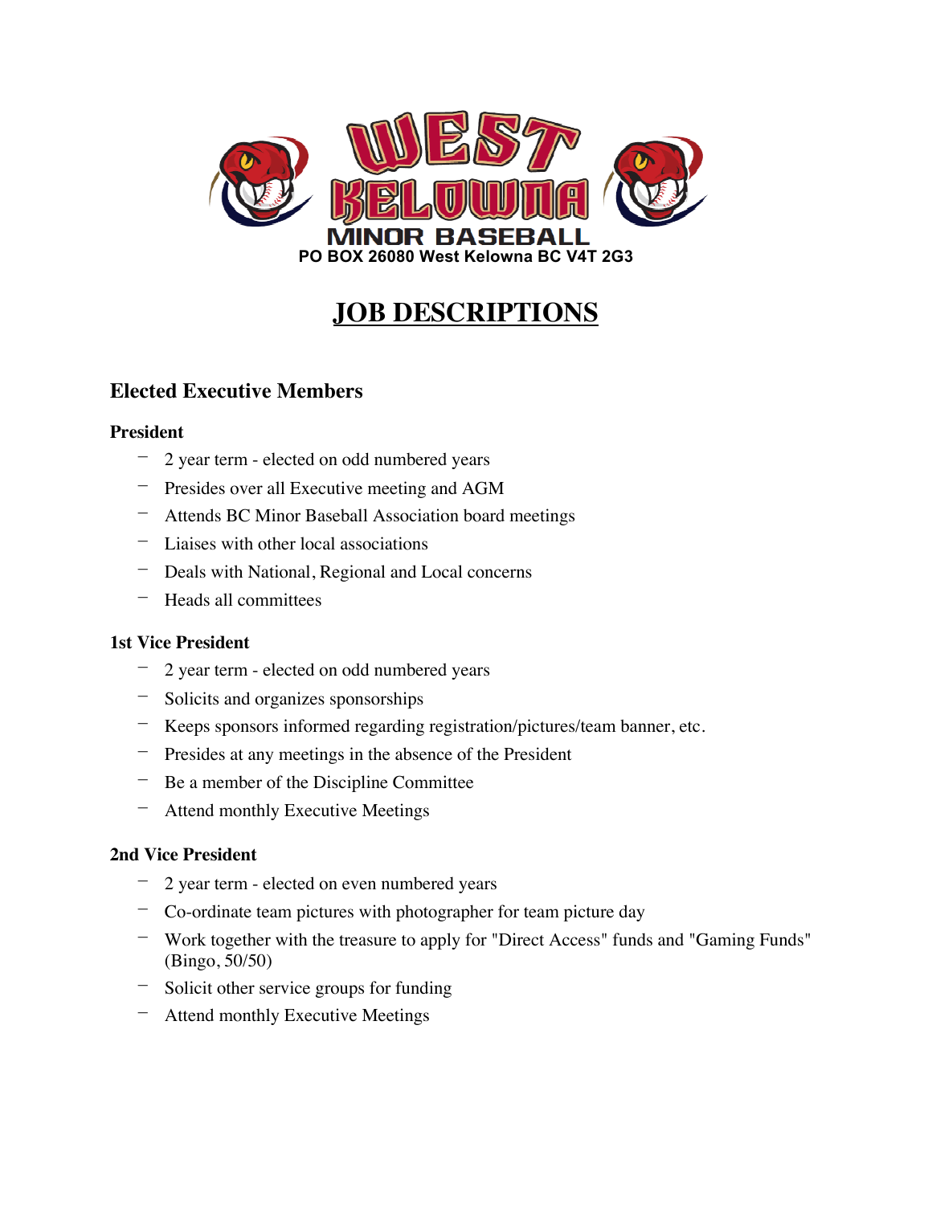# WEST KELOWNA MINOR BASEBALL

PO BOX 26080 West Kelowna BC V4T 2G3

# JOB DESCRIPTIONS

## Elected Executive Members

### President

- 2 year term - elected on odd numbered years
- Presides over all Executive meeting and AGM
- Attends BC Minor Baseball Association board meetings
- Liaises with other local associations
- Deals with National, Regional and Local concerns
- Heads all committees

### 1st Vice President

- 2 year term - elected on odd numbered years
- Solicits and organizes sponsorships
- Keeps sponsors informed regarding registration/pictures/team banner, etc.
- Presides at any meetings in the absence of the President
- Be a member of the Discipline Committee
- Attend monthly Executive Meetings

### 2nd Vice President

- 2 year term - elected on even numbered years
- Co-ordinate team pictures with photographer for team picture day
- Work together with the treasure to apply for "Direct Access" funds and "Gaming Funds" (Bingo, 50/50)
- Solicit other service groups for funding
- Attend monthly Executive Meetings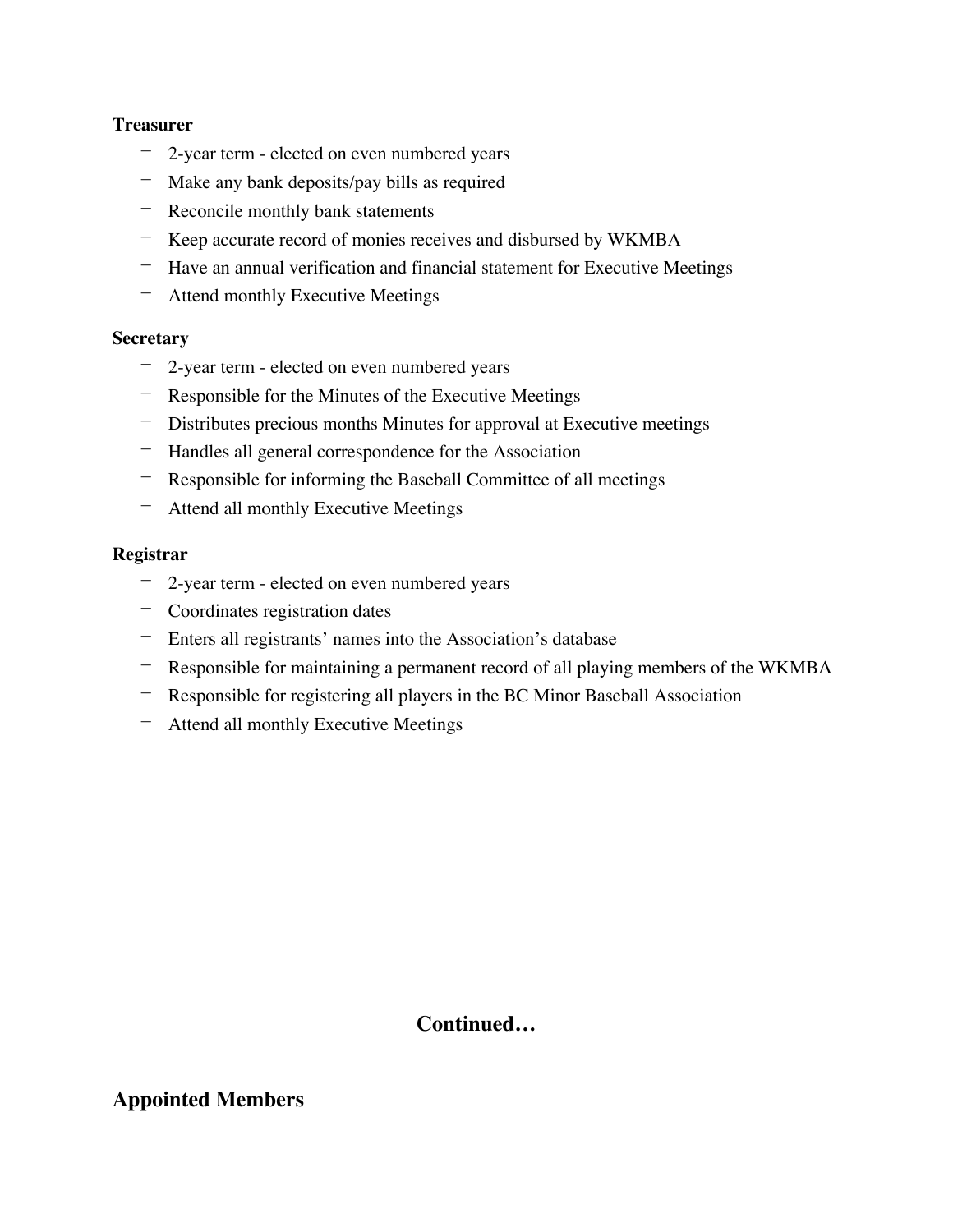**Treasurer**

- 2-year term - elected on even numbered years
- Make any bank deposits/pay bills as required
- Reconcile monthly bank statements
- Keep accurate record of monies receives and disbursed by WKMBA
- Have an annual verification and financial statement for Executive Meetings
- Attend monthly Executive Meetings

**Secretary**

- 2-year term - elected on even numbered years
- Responsible for the Minutes of the Executive Meetings
- Distributes precious months Minutes for approval at Executive meetings
- Handles all general correspondence for the Association
- Responsible for informing the Baseball Committee of all meetings
- Attend all monthly Executive Meetings

**Registrar**

- 2-year term - elected on even numbered years
- Coordinates registration dates
- Enters all registrants' names into the Association's database
- Responsible for maintaining a permanent record of all playing members of the WKMBA
- Responsible for registering all players in the BC Minor Baseball Association
- Attend all monthly Executive Meetings

**Continued…**

## Appointed Members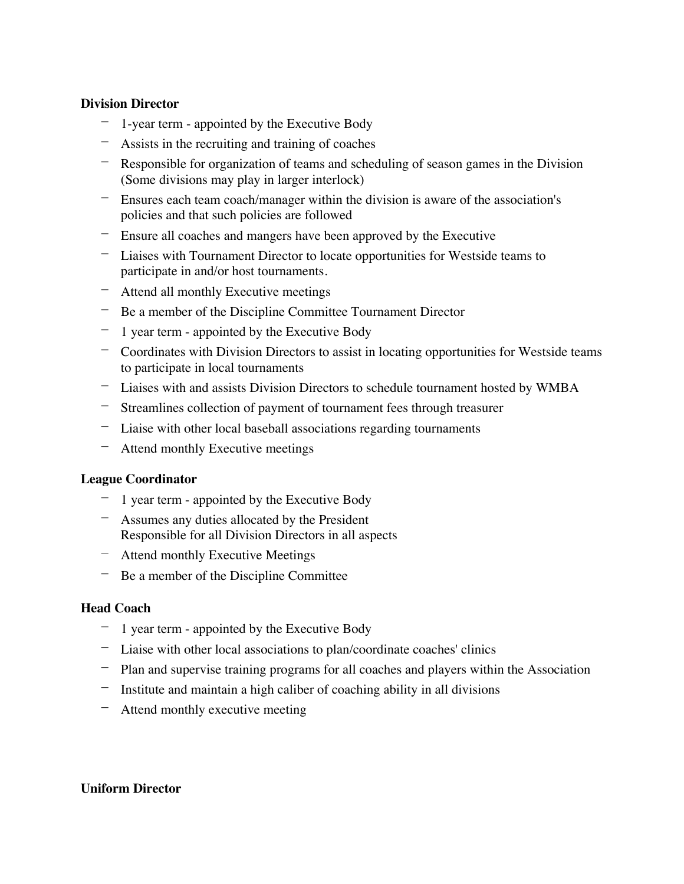**Division Director**

- 1-year term - appointed by the Executive Body
- Assists in the recruiting and training of coaches
- Responsible for organization of teams and scheduling of season games in the Division (Some divisions may play in larger interlock)
- Ensures each team coach/manager within the division is aware of the association's policies and that such policies are followed
- Ensure all coaches and mangers have been approved by the Executive
- Liaises with Tournament Director to locate opportunities for Westside teams to participate in and/or host tournaments.
- Attend all monthly Executive meetings
- Be a member of the Discipline Committee Tournament Director
- 1 year term - appointed by the Executive Body
- Coordinates with Division Directors to assist in locating opportunities for Westside teams to participate in local tournaments
- Liaises with and assists Division Directors to schedule tournament hosted by WMBA
- Streamlines collection of payment of tournament fees through treasurer
- Liaise with other local baseball associations regarding tournaments
- Attend monthly Executive meetings

**League Coordinator**

- 1 year term - appointed by the Executive Body
- Assumes any duties allocated by the President
  Responsible for all Division Directors in all aspects
- Attend monthly Executive Meetings
- Be a member of the Discipline Committee

**Head Coach**

- 1 year term - appointed by the Executive Body
- Liaise with other local associations to plan/coordinate coaches' clinics
- Plan and supervise training programs for all coaches and players within the Association
- Institute and maintain a high caliber of coaching ability in all divisions
- Attend monthly executive meeting

**Uniform Director**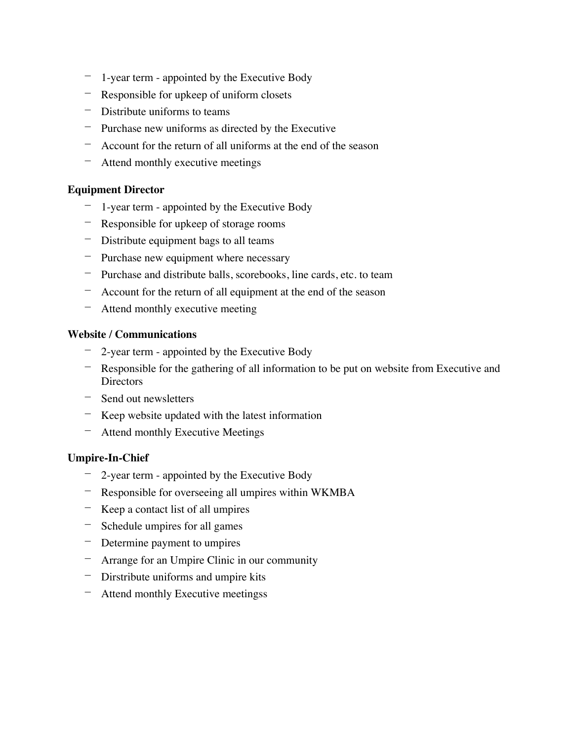- 1-year term - appointed by the Executive Body
- Responsible for upkeep of uniform closets
- Distribute uniforms to teams
- Purchase new uniforms as directed by the Executive
- Account for the return of all uniforms at the end of the season
- Attend monthly executive meetings

**Equipment Director**

- 1-year term - appointed by the Executive Body
- Responsible for upkeep of storage rooms
- Distribute equipment bags to all teams
- Purchase new equipment where necessary
- Purchase and distribute balls, scorebooks, line cards, etc. to team
- Account for the return of all equipment at the end of the season
- Attend monthly executive meeting

**Website / Communications**

- 2-year term - appointed by the Executive Body
- Responsible for the gathering of all information to be put on website from Executive and Directors
- Send out newsletters
- Keep website updated with the latest information
- Attend monthly Executive Meetings

**Umpire-In-Chief**

- 2-year term - appointed by the Executive Body
- Responsible for overseeing all umpires within WKMBA
- Keep a contact list of all umpires
- Schedule umpires for all games
- Determine payment to umpires
- Arrange for an Umpire Clinic in our community
- Dirstribute uniforms and umpire kits
- Attend monthly Executive meetingss